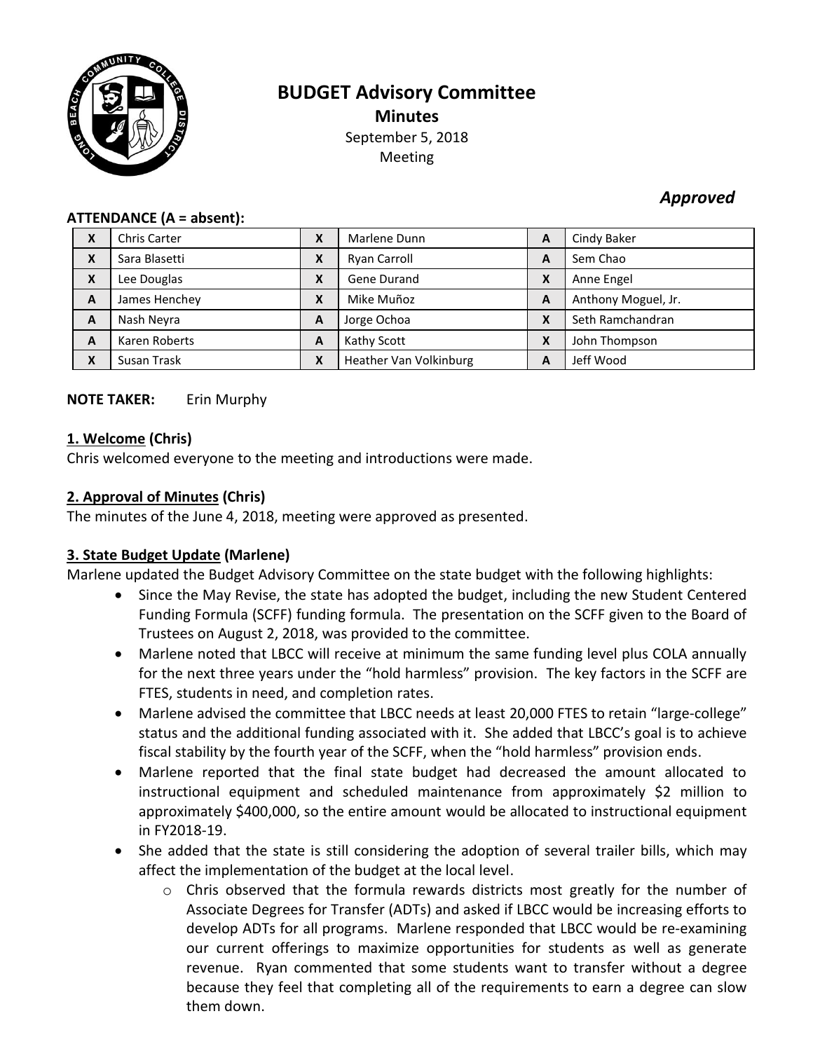# BUDGET Advisory Committee

**Minutes**

September 5, 2018

Meeting

*Approved*

**ATTENDANCE (A = absent):**

| | | | | | |
|---|---|---|---|---|---|
| X | Chris Carter | X | Marlene Dunn | A | Cindy Baker |
| X | Sara Blasetti | X | Ryan Carroll | A | Sem Chao |
| X | Lee Douglas | X | Gene Durand | X | Anne Engel |
| A | James Henchey | X | Mike Muñoz | A | Anthony Moguel, Jr. |
| A | Nash Neyra | A | Jorge Ochoa | X | Seth Ramchandran |
| A | Karen Roberts | A | Kathy Scott | X | John Thompson |
| X | Susan Trask | X | Heather Van Volkinburg | A | Jeff Wood |

**NOTE TAKER:** Erin Murphy

**1. Welcome (Chris)**

Chris welcomed everyone to the meeting and introductions were made.

**2. Approval of Minutes (Chris)**

The minutes of the June 4, 2018, meeting were approved as presented.

**3. State Budget Update (Marlene)**

Marlene updated the Budget Advisory Committee on the state budget with the following highlights:

- Since the May Revise, the state has adopted the budget, including the new Student Centered Funding Formula (SCFF) funding formula. The presentation on the SCFF given to the Board of Trustees on August 2, 2018, was provided to the committee.
- Marlene noted that LBCC will receive at minimum the same funding level plus COLA annually for the next three years under the "hold harmless" provision. The key factors in the SCFF are FTES, students in need, and completion rates.
- Marlene advised the committee that LBCC needs at least 20,000 FTES to retain "large-college" status and the additional funding associated with it. She added that LBCC's goal is to achieve fiscal stability by the fourth year of the SCFF, when the "hold harmless" provision ends.
- Marlene reported that the final state budget had decreased the amount allocated to instructional equipment and scheduled maintenance from approximately $2 million to approximately $400,000, so the entire amount would be allocated to instructional equipment in FY2018-19.
- She added that the state is still considering the adoption of several trailer bills, which may affect the implementation of the budget at the local level.
  - Chris observed that the formula rewards districts most greatly for the number of Associate Degrees for Transfer (ADTs) and asked if LBCC would be increasing efforts to develop ADTs for all programs. Marlene responded that LBCC would be re-examining our current offerings to maximize opportunities for students as well as generate revenue. Ryan commented that some students want to transfer without a degree because they feel that completing all of the requirements to earn a degree can slow them down.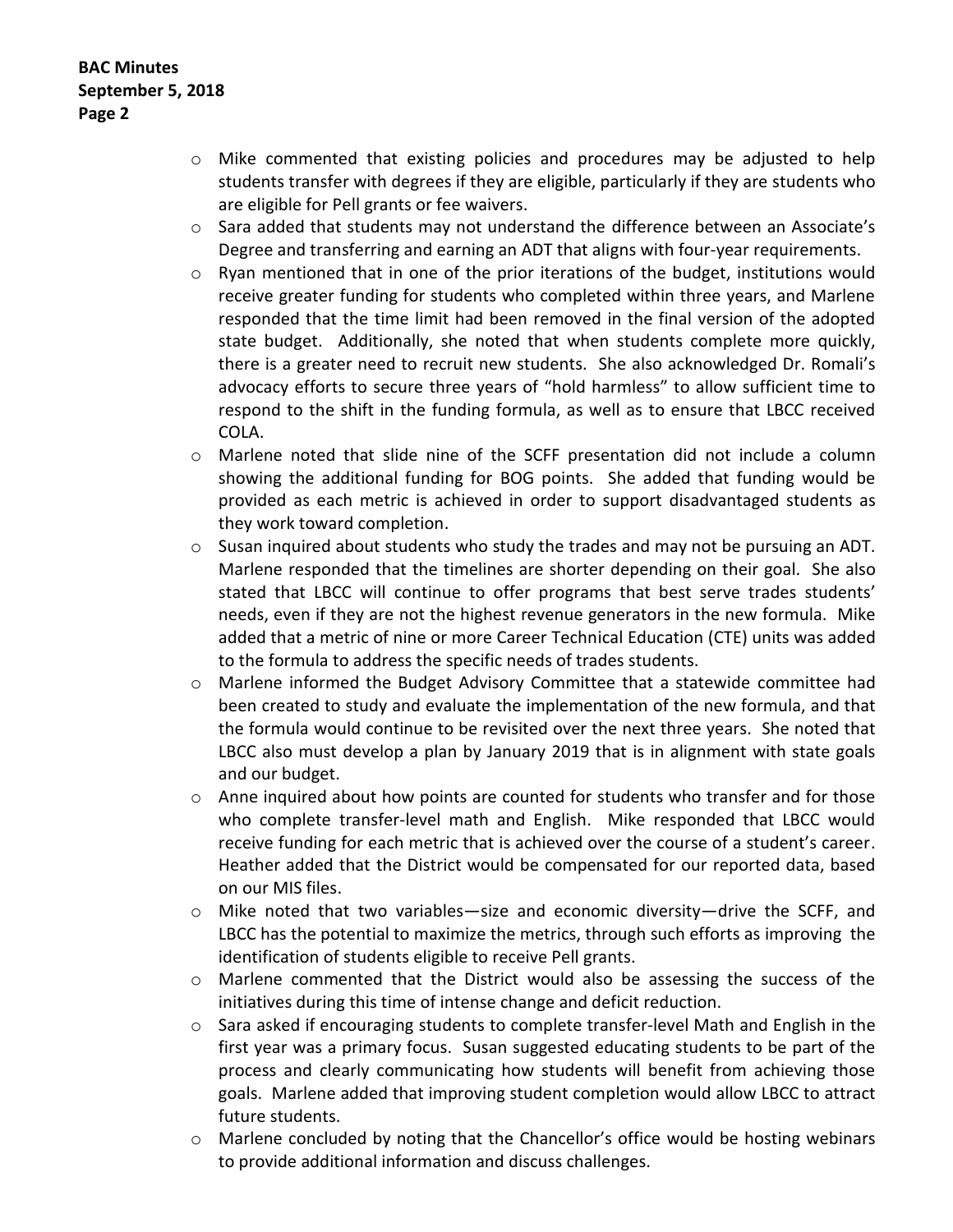- Mike commented that existing policies and procedures may be adjusted to help students transfer with degrees if they are eligible, particularly if they are students who are eligible for Pell grants or fee waivers.
- Sara added that students may not understand the difference between an Associate's Degree and transferring and earning an ADT that aligns with four-year requirements.
- Ryan mentioned that in one of the prior iterations of the budget, institutions would receive greater funding for students who completed within three years, and Marlene responded that the time limit had been removed in the final version of the adopted state budget. Additionally, she noted that when students complete more quickly, there is a greater need to recruit new students. She also acknowledged Dr. Romali's advocacy efforts to secure three years of "hold harmless" to allow sufficient time to respond to the shift in the funding formula, as well as to ensure that LBCC received COLA.
- Marlene noted that slide nine of the SCFF presentation did not include a column showing the additional funding for BOG points. She added that funding would be provided as each metric is achieved in order to support disadvantaged students as they work toward completion.
- Susan inquired about students who study the trades and may not be pursuing an ADT. Marlene responded that the timelines are shorter depending on their goal. She also stated that LBCC will continue to offer programs that best serve trades students' needs, even if they are not the highest revenue generators in the new formula. Mike added that a metric of nine or more Career Technical Education (CTE) units was added to the formula to address the specific needs of trades students.
- Marlene informed the Budget Advisory Committee that a statewide committee had been created to study and evaluate the implementation of the new formula, and that the formula would continue to be revisited over the next three years. She noted that LBCC also must develop a plan by January 2019 that is in alignment with state goals and our budget.
- Anne inquired about how points are counted for students who transfer and for those who complete transfer-level math and English. Mike responded that LBCC would receive funding for each metric that is achieved over the course of a student's career. Heather added that the District would be compensated for our reported data, based on our MIS files.
- Mike noted that two variables—size and economic diversity—drive the SCFF, and LBCC has the potential to maximize the metrics, through such efforts as improving the identification of students eligible to receive Pell grants.
- Marlene commented that the District would also be assessing the success of the initiatives during this time of intense change and deficit reduction.
- Sara asked if encouraging students to complete transfer-level Math and English in the first year was a primary focus. Susan suggested educating students to be part of the process and clearly communicating how students will benefit from achieving those goals. Marlene added that improving student completion would allow LBCC to attract future students.
- Marlene concluded by noting that the Chancellor's office would be hosting webinars to provide additional information and discuss challenges.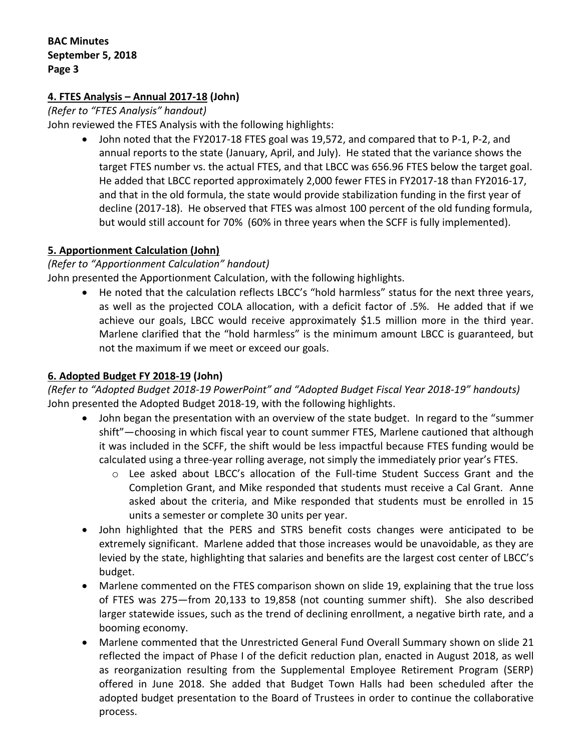**4. FTES Analysis – Annual 2017-18 (John)**

*(Refer to "FTES Analysis" handout)*

John reviewed the FTES Analysis with the following highlights:

- John noted that the FY2017-18 FTES goal was 19,572, and compared that to P-1, P-2, and annual reports to the state (January, April, and July). He stated that the variance shows the target FTES number vs. the actual FTES, and that LBCC was 656.96 FTES below the target goal. He added that LBCC reported approximately 2,000 fewer FTES in FY2017-18 than FY2016-17, and that in the old formula, the state would provide stabilization funding in the first year of decline (2017-18). He observed that FTES was almost 100 percent of the old funding formula, but would still account for 70% (60% in three years when the SCFF is fully implemented).

**5. Apportionment Calculation (John)**

*(Refer to "Apportionment Calculation" handout)*

John presented the Apportionment Calculation, with the following highlights.

- He noted that the calculation reflects LBCC's "hold harmless" status for the next three years, as well as the projected COLA allocation, with a deficit factor of .5%. He added that if we achieve our goals, LBCC would receive approximately $1.5 million more in the third year. Marlene clarified that the "hold harmless" is the minimum amount LBCC is guaranteed, but not the maximum if we meet or exceed our goals.

**6. Adopted Budget FY 2018-19 (John)**

*(Refer to "Adopted Budget 2018-19 PowerPoint" and "Adopted Budget Fiscal Year 2018-19" handouts)*

John presented the Adopted Budget 2018-19, with the following highlights.

- John began the presentation with an overview of the state budget. In regard to the "summer shift"—choosing in which fiscal year to count summer FTES, Marlene cautioned that although it was included in the SCFF, the shift would be less impactful because FTES funding would be calculated using a three-year rolling average, not simply the immediately prior year's FTES.
  - Lee asked about LBCC's allocation of the Full-time Student Success Grant and the Completion Grant, and Mike responded that students must receive a Cal Grant. Anne asked about the criteria, and Mike responded that students must be enrolled in 15 units a semester or complete 30 units per year.
- John highlighted that the PERS and STRS benefit costs changes were anticipated to be extremely significant. Marlene added that those increases would be unavoidable, as they are levied by the state, highlighting that salaries and benefits are the largest cost center of LBCC's budget.
- Marlene commented on the FTES comparison shown on slide 19, explaining that the true loss of FTES was 275—from 20,133 to 19,858 (not counting summer shift). She also described larger statewide issues, such as the trend of declining enrollment, a negative birth rate, and a booming economy.
- Marlene commented that the Unrestricted General Fund Overall Summary shown on slide 21 reflected the impact of Phase I of the deficit reduction plan, enacted in August 2018, as well as reorganization resulting from the Supplemental Employee Retirement Program (SERP) offered in June 2018. She added that Budget Town Halls had been scheduled after the adopted budget presentation to the Board of Trustees in order to continue the collaborative process.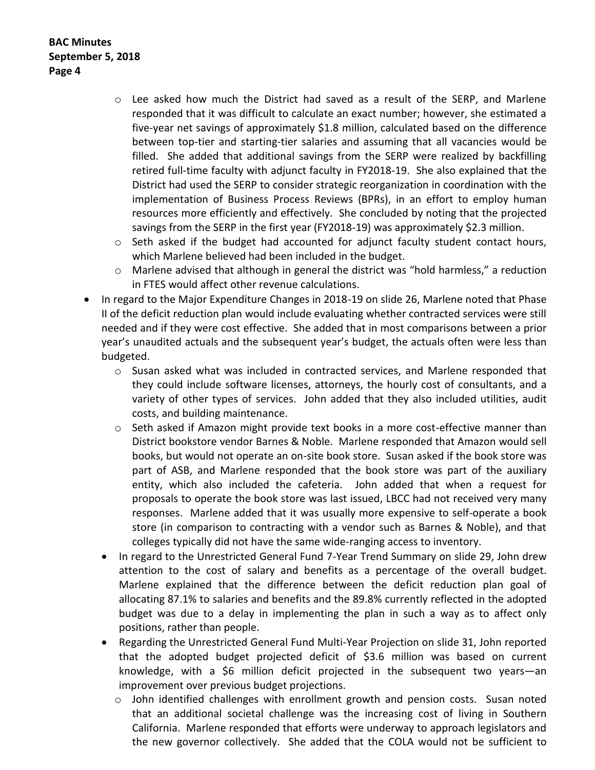- Lee asked how much the District had saved as a result of the SERP, and Marlene responded that it was difficult to calculate an exact number; however, she estimated a five-year net savings of approximately $1.8 million, calculated based on the difference between top-tier and starting-tier salaries and assuming that all vacancies would be filled. She added that additional savings from the SERP were realized by backfilling retired full-time faculty with adjunct faculty in FY2018-19. She also explained that the District had used the SERP to consider strategic reorganization in coordination with the implementation of Business Process Reviews (BPRs), in an effort to employ human resources more efficiently and effectively. She concluded by noting that the projected savings from the SERP in the first year (FY2018-19) was approximately $2.3 million.
  - Seth asked if the budget had accounted for adjunct faculty student contact hours, which Marlene believed had been included in the budget.
  - Marlene advised that although in general the district was "hold harmless," a reduction in FTES would affect other revenue calculations.
- In regard to the Major Expenditure Changes in 2018-19 on slide 26, Marlene noted that Phase II of the deficit reduction plan would include evaluating whether contracted services were still needed and if they were cost effective. She added that in most comparisons between a prior year's unaudited actuals and the subsequent year's budget, the actuals often were less than budgeted.
  - Susan asked what was included in contracted services, and Marlene responded that they could include software licenses, attorneys, the hourly cost of consultants, and a variety of other types of services. John added that they also included utilities, audit costs, and building maintenance.
  - Seth asked if Amazon might provide text books in a more cost-effective manner than District bookstore vendor Barnes & Noble. Marlene responded that Amazon would sell books, but would not operate an on-site book store. Susan asked if the book store was part of ASB, and Marlene responded that the book store was part of the auxiliary entity, which also included the cafeteria. John added that when a request for proposals to operate the book store was last issued, LBCC had not received very many responses. Marlene added that it was usually more expensive to self-operate a book store (in comparison to contracting with a vendor such as Barnes & Noble), and that colleges typically did not have the same wide-ranging access to inventory.
- In regard to the Unrestricted General Fund 7-Year Trend Summary on slide 29, John drew attention to the cost of salary and benefits as a percentage of the overall budget. Marlene explained that the difference between the deficit reduction plan goal of allocating 87.1% to salaries and benefits and the 89.8% currently reflected in the adopted budget was due to a delay in implementing the plan in such a way as to affect only positions, rather than people.
- Regarding the Unrestricted General Fund Multi-Year Projection on slide 31, John reported that the adopted budget projected deficit of $3.6 million was based on current knowledge, with a $6 million deficit projected in the subsequent two years—an improvement over previous budget projections.
  - John identified challenges with enrollment growth and pension costs. Susan noted that an additional societal challenge was the increasing cost of living in Southern California. Marlene responded that efforts were underway to approach legislators and the new governor collectively. She added that the COLA would not be sufficient to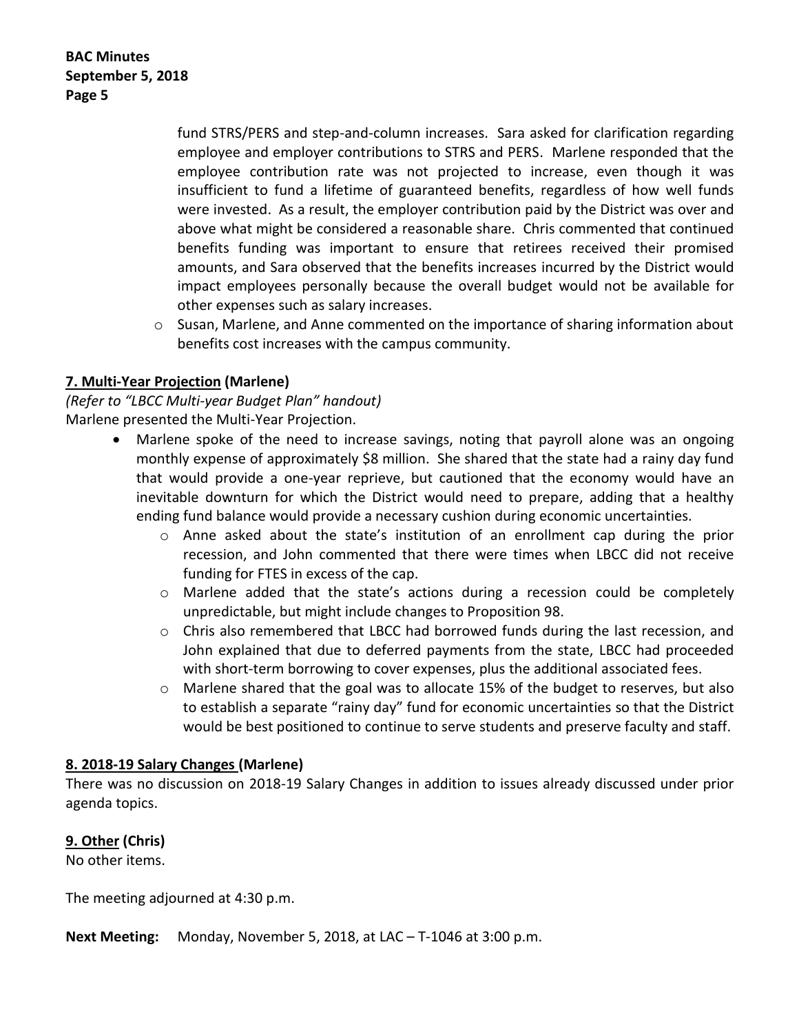fund STRS/PERS and step-and-column increases. Sara asked for clarification regarding employee and employer contributions to STRS and PERS. Marlene responded that the employee contribution rate was not projected to increase, even though it was insufficient to fund a lifetime of guaranteed benefits, regardless of how well funds were invested. As a result, the employer contribution paid by the District was over and above what might be considered a reasonable share. Chris commented that continued benefits funding was important to ensure that retirees received their promised amounts, and Sara observed that the benefits increases incurred by the District would impact employees personally because the overall budget would not be available for other expenses such as salary increases.

- Susan, Marlene, and Anne commented on the importance of sharing information about benefits cost increases with the campus community.

**7. Multi-Year Projection (Marlene)**

*(Refer to "LBCC Multi-year Budget Plan" handout)*

Marlene presented the Multi-Year Projection.

- Marlene spoke of the need to increase savings, noting that payroll alone was an ongoing monthly expense of approximately $8 million. She shared that the state had a rainy day fund that would provide a one-year reprieve, but cautioned that the economy would have an inevitable downturn for which the District would need to prepare, adding that a healthy ending fund balance would provide a necessary cushion during economic uncertainties.
  - Anne asked about the state's institution of an enrollment cap during the prior recession, and John commented that there were times when LBCC did not receive funding for FTES in excess of the cap.
  - Marlene added that the state's actions during a recession could be completely unpredictable, but might include changes to Proposition 98.
  - Chris also remembered that LBCC had borrowed funds during the last recession, and John explained that due to deferred payments from the state, LBCC had proceeded with short-term borrowing to cover expenses, plus the additional associated fees.
  - Marlene shared that the goal was to allocate 15% of the budget to reserves, but also to establish a separate "rainy day" fund for economic uncertainties so that the District would be best positioned to continue to serve students and preserve faculty and staff.

**8. 2018-19 Salary Changes (Marlene)**

There was no discussion on 2018-19 Salary Changes in addition to issues already discussed under prior agenda topics.

**9. Other (Chris)**

No other items.

The meeting adjourned at 4:30 p.m.

**Next Meeting:** Monday, November 5, 2018, at LAC – T-1046 at 3:00 p.m.